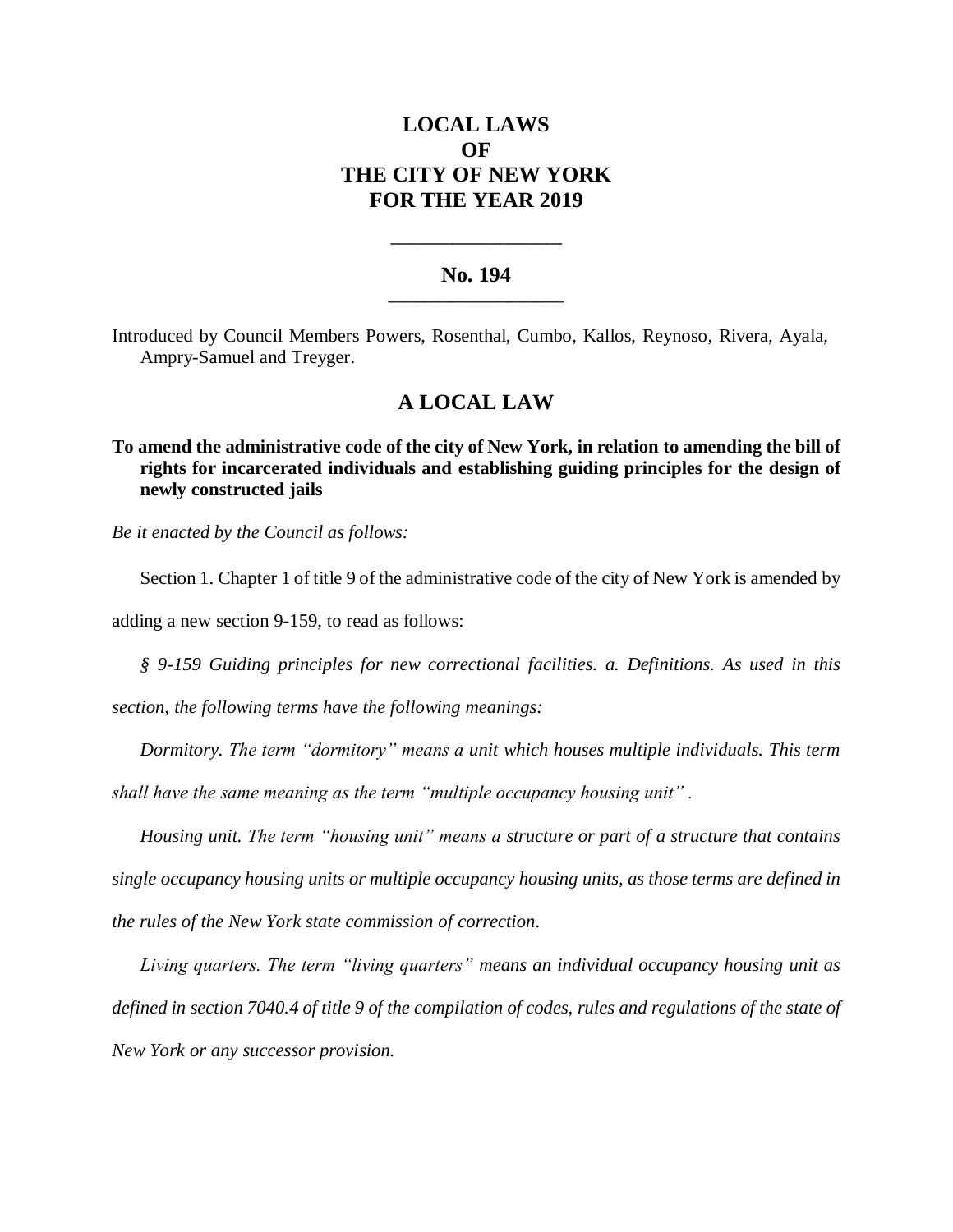# LOCAL LAWS
# OF
# THE CITY OF NEW YORK
# FOR THE YEAR 2019

---

## No. 194

---

Introduced by Council Members Powers, Rosenthal, Cumbo, Kallos, Reynoso, Rivera, Ayala, Ampry-Samuel and Treyger.

## A LOCAL LAW

**To amend the administrative code of the city of New York, in relation to amending the bill of rights for incarcerated individuals and establishing guiding principles for the design of newly constructed jails**

*Be it enacted by the Council as follows:*

Section 1. Chapter 1 of title 9 of the administrative code of the city of New York is amended by adding a new section 9-159, to read as follows:

*§ 9-159 Guiding principles for new correctional facilities. a. Definitions. As used in this section, the following terms have the following meanings:*

*Dormitory. The term "dormitory" means a unit which houses multiple individuals. This term shall have the same meaning as the term "multiple occupancy housing unit" .*

*Housing unit. The term "housing unit" means a structure or part of a structure that contains single occupancy housing units or multiple occupancy housing units, as those terms are defined in the rules of the New York state commission of correction.*

*Living quarters. The term "living quarters" means an individual occupancy housing unit as defined in section 7040.4 of title 9 of the compilation of codes, rules and regulations of the state of New York or any successor provision.*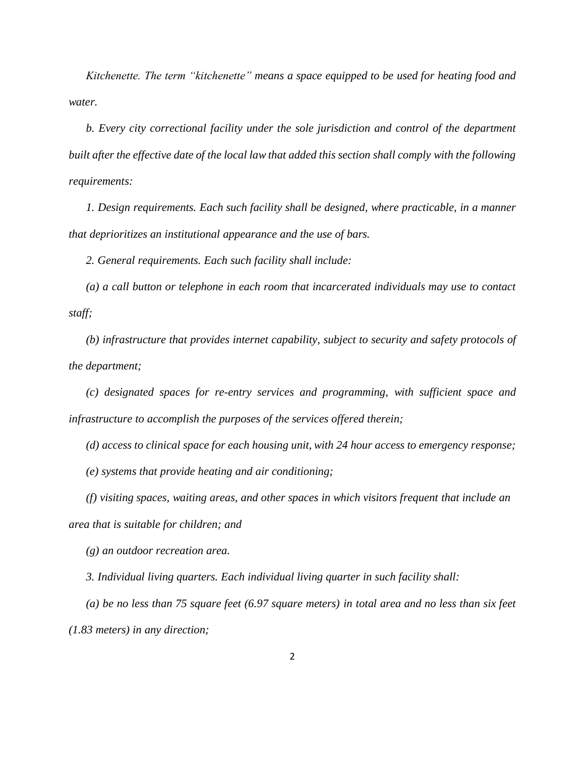*Kitchenette. The term "kitchenette" means a space equipped to be used for heating food and water.*

*b. Every city correctional facility under the sole jurisdiction and control of the department built after the effective date of the local law that added this section shall comply with the following requirements:*

*1. Design requirements. Each such facility shall be designed, where practicable, in a manner that deprioritizes an institutional appearance and the use of bars.*

*2. General requirements. Each such facility shall include:*

*(a) a call button or telephone in each room that incarcerated individuals may use to contact staff;*

*(b) infrastructure that provides internet capability, subject to security and safety protocols of the department;*

*(c) designated spaces for re-entry services and programming, with sufficient space and infrastructure to accomplish the purposes of the services offered therein;*

*(d) access to clinical space for each housing unit, with 24 hour access to emergency response;*

*(e) systems that provide heating and air conditioning;*

*(f) visiting spaces, waiting areas, and other spaces in which visitors frequent that include an area that is suitable for children; and*

*(g) an outdoor recreation area.*

*3. Individual living quarters. Each individual living quarter in such facility shall:*

*(a) be no less than 75 square feet (6.97 square meters) in total area and no less than six feet (1.83 meters) in any direction;*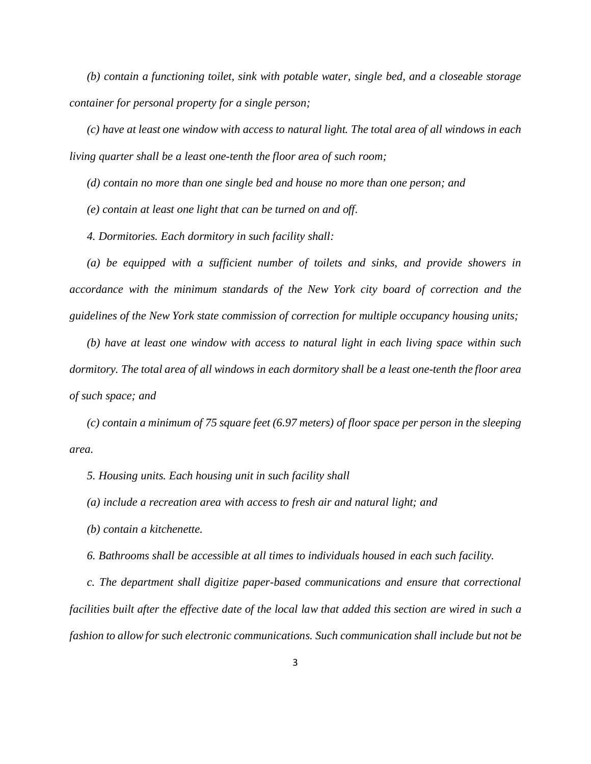*(b) contain a functioning toilet, sink with potable water, single bed, and a closeable storage container for personal property for a single person;*

*(c) have at least one window with access to natural light. The total area of all windows in each living quarter shall be a least one-tenth the floor area of such room;*

*(d) contain no more than one single bed and house no more than one person; and*

*(e) contain at least one light that can be turned on and off.*

*4. Dormitories. Each dormitory in such facility shall:*

*(a) be equipped with a sufficient number of toilets and sinks, and provide showers in accordance with the minimum standards of the New York city board of correction and the guidelines of the New York state commission of correction for multiple occupancy housing units;*

*(b) have at least one window with access to natural light in each living space within such dormitory. The total area of all windows in each dormitory shall be a least one-tenth the floor area of such space; and*

*(c) contain a minimum of 75 square feet (6.97 meters) of floor space per person in the sleeping area.*

*5. Housing units. Each housing unit in such facility shall*

*(a) include a recreation area with access to fresh air and natural light; and*

*(b) contain a kitchenette.*

*6. Bathrooms shall be accessible at all times to individuals housed in each such facility.*

*c. The department shall digitize paper-based communications and ensure that correctional facilities built after the effective date of the local law that added this section are wired in such a fashion to allow for such electronic communications. Such communication shall include but not be*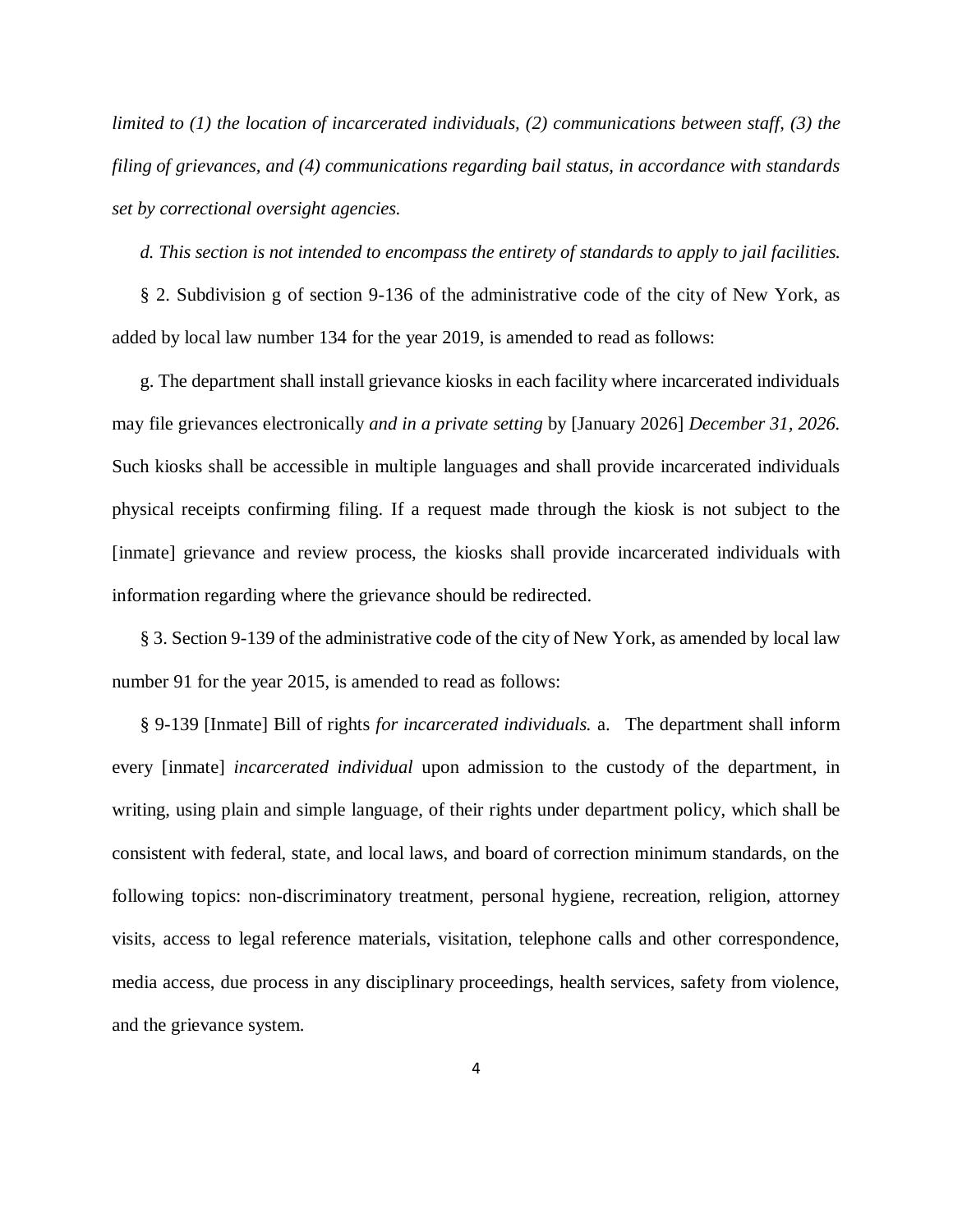*limited to (1) the location of incarcerated individuals, (2) communications between staff, (3) the filing of grievances, and (4) communications regarding bail status, in accordance with standards set by correctional oversight agencies.*

*d. This section is not intended to encompass the entirety of standards to apply to jail facilities.*

§ 2. Subdivision g of section 9-136 of the administrative code of the city of New York, as added by local law number 134 for the year 2019, is amended to read as follows:

g. The department shall install grievance kiosks in each facility where incarcerated individuals may file grievances electronically *and in a private setting* by [January 2026] *December 31, 2026.* Such kiosks shall be accessible in multiple languages and shall provide incarcerated individuals physical receipts confirming filing. If a request made through the kiosk is not subject to the [inmate] grievance and review process, the kiosks shall provide incarcerated individuals with information regarding where the grievance should be redirected.

§ 3. Section 9-139 of the administrative code of the city of New York, as amended by local law number 91 for the year 2015, is amended to read as follows:

§ 9-139 [Inmate] Bill of rights *for incarcerated individuals.* a. The department shall inform every [inmate] *incarcerated individual* upon admission to the custody of the department, in writing, using plain and simple language, of their rights under department policy, which shall be consistent with federal, state, and local laws, and board of correction minimum standards, on the following topics: non-discriminatory treatment, personal hygiene, recreation, religion, attorney visits, access to legal reference materials, visitation, telephone calls and other correspondence, media access, due process in any disciplinary proceedings, health services, safety from violence, and the grievance system.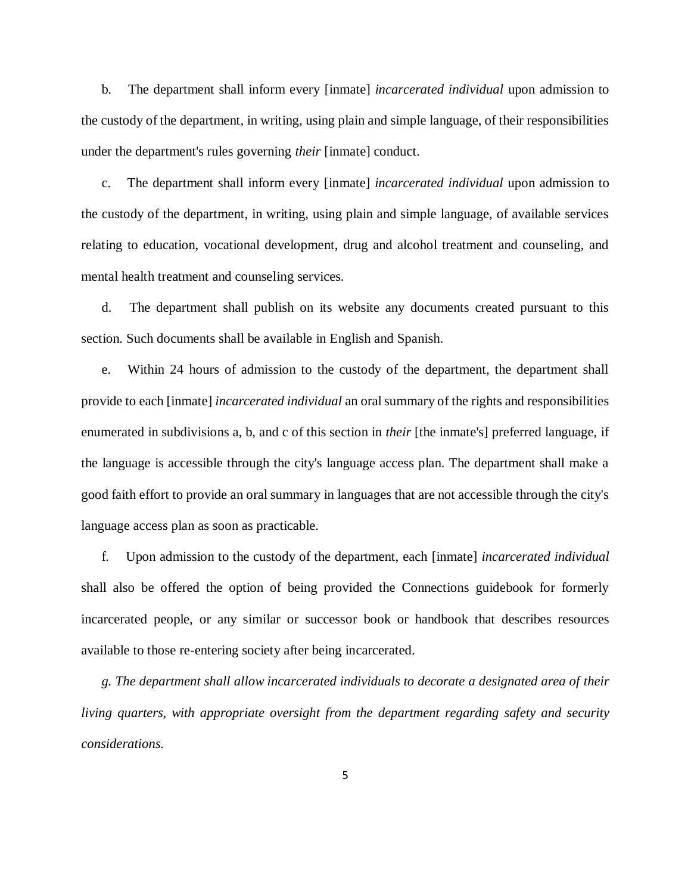b. The department shall inform every [inmate] *incarcerated individual* upon admission to the custody of the department, in writing, using plain and simple language, of their responsibilities under the department's rules governing *their* [inmate] conduct.

c. The department shall inform every [inmate] *incarcerated individual* upon admission to the custody of the department, in writing, using plain and simple language, of available services relating to education, vocational development, drug and alcohol treatment and counseling, and mental health treatment and counseling services.

d. The department shall publish on its website any documents created pursuant to this section. Such documents shall be available in English and Spanish.

e. Within 24 hours of admission to the custody of the department, the department shall provide to each [inmate] *incarcerated individual* an oral summary of the rights and responsibilities enumerated in subdivisions a, b, and c of this section in *their* [the inmate's] preferred language, if the language is accessible through the city's language access plan. The department shall make a good faith effort to provide an oral summary in languages that are not accessible through the city's language access plan as soon as practicable.

f. Upon admission to the custody of the department, each [inmate] *incarcerated individual* shall also be offered the option of being provided the Connections guidebook for formerly incarcerated people, or any similar or successor book or handbook that describes resources available to those re-entering society after being incarcerated.

*g. The department shall allow incarcerated individuals to decorate a designated area of their living quarters, with appropriate oversight from the department regarding safety and security considerations.*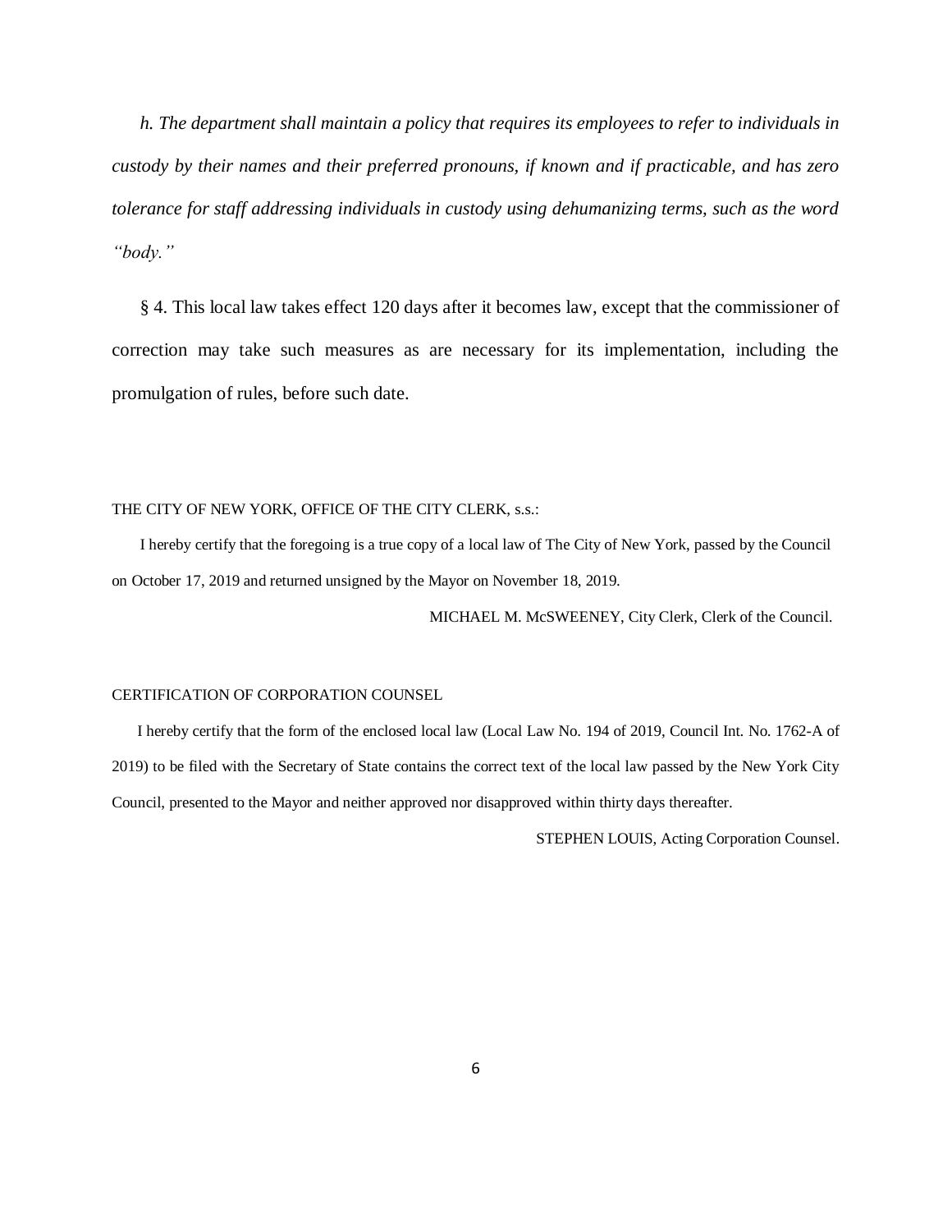*h. The department shall maintain a policy that requires its employees to refer to individuals in custody by their names and their preferred pronouns, if known and if practicable, and has zero tolerance for staff addressing individuals in custody using dehumanizing terms, such as the word "body."*

§ 4. This local law takes effect 120 days after it becomes law, except that the commissioner of correction may take such measures as are necessary for its implementation, including the promulgation of rules, before such date.

THE CITY OF NEW YORK, OFFICE OF THE CITY CLERK, s.s.:

I hereby certify that the foregoing is a true copy of a local law of The City of New York, passed by the Council on October 17, 2019 and returned unsigned by the Mayor on November 18, 2019.

MICHAEL M. McSWEENEY, City Clerk, Clerk of the Council.

CERTIFICATION OF CORPORATION COUNSEL

I hereby certify that the form of the enclosed local law (Local Law No. 194 of 2019, Council Int. No. 1762-A of 2019) to be filed with the Secretary of State contains the correct text of the local law passed by the New York City Council, presented to the Mayor and neither approved nor disapproved within thirty days thereafter.

STEPHEN LOUIS, Acting Corporation Counsel.